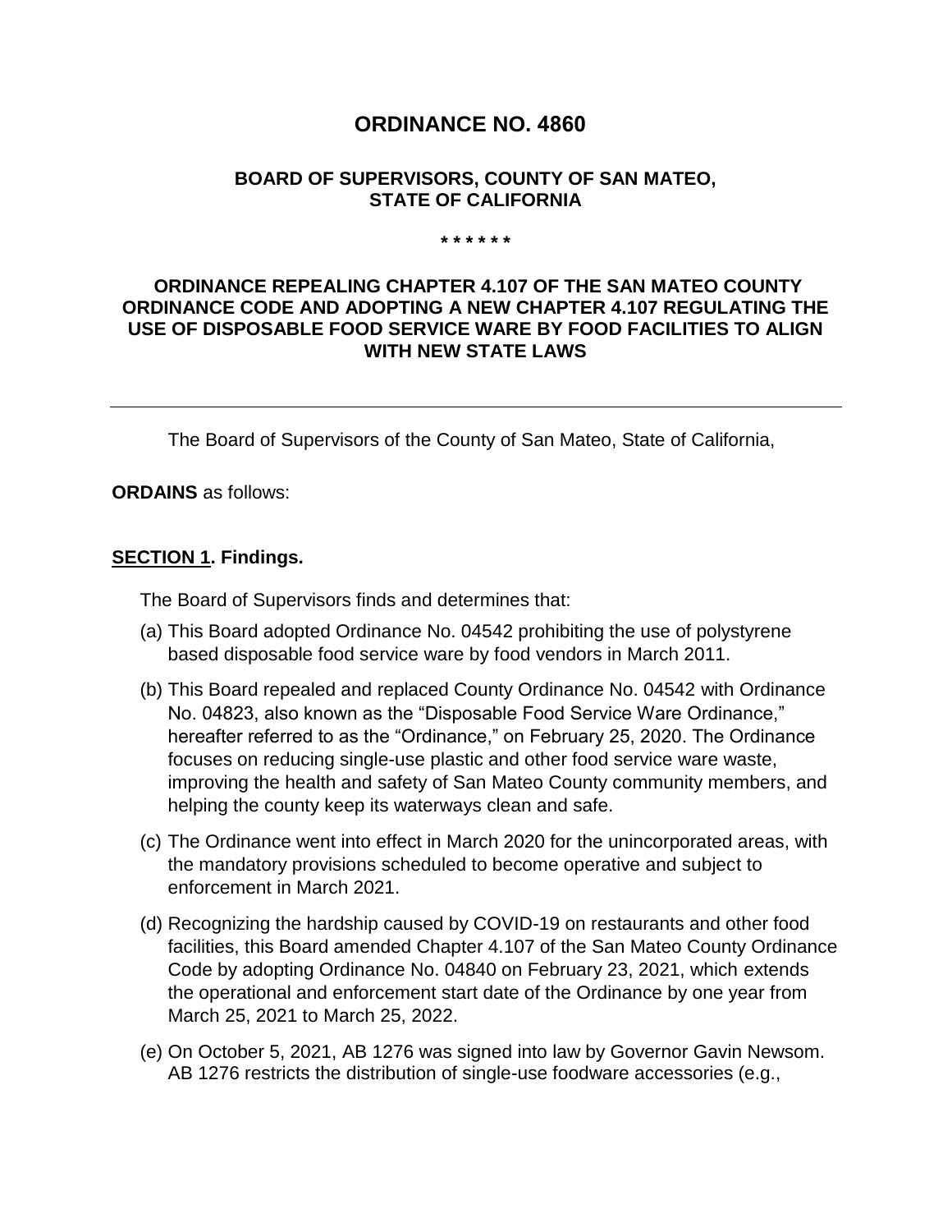# ORDINANCE NO. 4860

## BOARD OF SUPERVISORS, COUNTY OF SAN MATEO, STATE OF CALIFORNIA

\* \* \* \* \* \*

## ORDINANCE REPEALING CHAPTER 4.107 OF THE SAN MATEO COUNTY ORDINANCE CODE AND ADOPTING A NEW CHAPTER 4.107 REGULATING THE USE OF DISPOSABLE FOOD SERVICE WARE BY FOOD FACILITIES TO ALIGN WITH NEW STATE LAWS

---

The Board of Supervisors of the County of San Mateo, State of California,

**ORDAINS** as follows:

**SECTION 1. Findings.**

The Board of Supervisors finds and determines that:

(a) This Board adopted Ordinance No. 04542 prohibiting the use of polystyrene based disposable food service ware by food vendors in March 2011.

(b) This Board repealed and replaced County Ordinance No. 04542 with Ordinance No. 04823, also known as the "Disposable Food Service Ware Ordinance," hereafter referred to as the "Ordinance," on February 25, 2020. The Ordinance focuses on reducing single-use plastic and other food service ware waste, improving the health and safety of San Mateo County community members, and helping the county keep its waterways clean and safe.

(c) The Ordinance went into effect in March 2020 for the unincorporated areas, with the mandatory provisions scheduled to become operative and subject to enforcement in March 2021.

(d) Recognizing the hardship caused by COVID-19 on restaurants and other food facilities, this Board amended Chapter 4.107 of the San Mateo County Ordinance Code by adopting Ordinance No. 04840 on February 23, 2021, which extends the operational and enforcement start date of the Ordinance by one year from March 25, 2021 to March 25, 2022.

(e) On October 5, 2021, AB 1276 was signed into law by Governor Gavin Newsom. AB 1276 restricts the distribution of single-use foodware accessories (e.g.,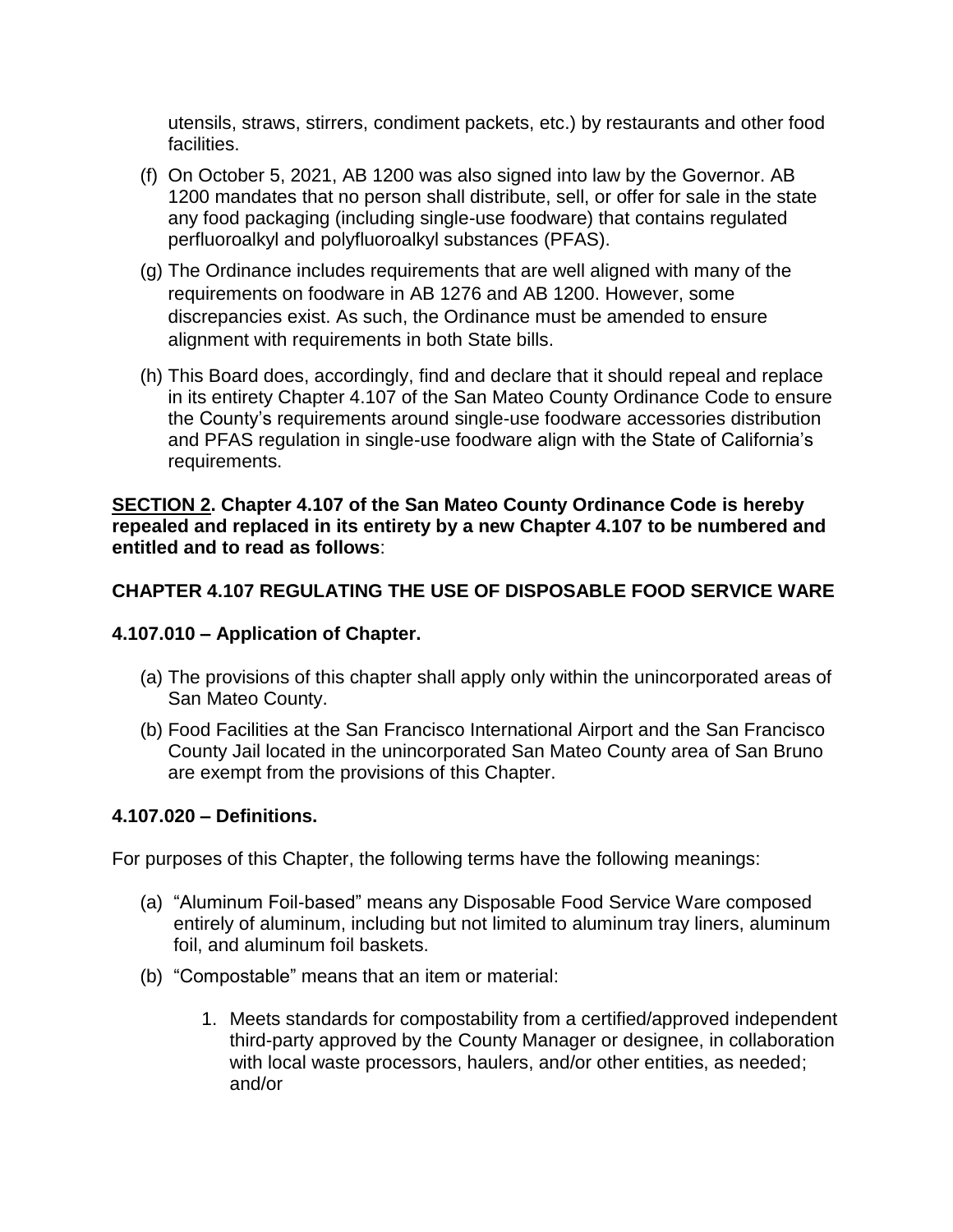utensils, straws, stirrers, condiment packets, etc.) by restaurants and other food facilities.

(f) On October 5, 2021, AB 1200 was also signed into law by the Governor. AB 1200 mandates that no person shall distribute, sell, or offer for sale in the state any food packaging (including single-use foodware) that contains regulated perfluoroalkyl and polyfluoroalkyl substances (PFAS).

(g) The Ordinance includes requirements that are well aligned with many of the requirements on foodware in AB 1276 and AB 1200. However, some discrepancies exist. As such, the Ordinance must be amended to ensure alignment with requirements in both State bills.

(h) This Board does, accordingly, find and declare that it should repeal and replace in its entirety Chapter 4.107 of the San Mateo County Ordinance Code to ensure the County's requirements around single-use foodware accessories distribution and PFAS regulation in single-use foodware align with the State of California's requirements.

**SECTION 2. Chapter 4.107 of the San Mateo County Ordinance Code is hereby repealed and replaced in its entirety by a new Chapter 4.107 to be numbered and entitled and to read as follows**:

## CHAPTER 4.107 REGULATING THE USE OF DISPOSABLE FOOD SERVICE WARE

### 4.107.010 – Application of Chapter.

(a) The provisions of this chapter shall apply only within the unincorporated areas of San Mateo County.

(b) Food Facilities at the San Francisco International Airport and the San Francisco County Jail located in the unincorporated San Mateo County area of San Bruno are exempt from the provisions of this Chapter.

### 4.107.020 – Definitions.

For purposes of this Chapter, the following terms have the following meanings:

(a) "Aluminum Foil-based" means any Disposable Food Service Ware composed entirely of aluminum, including but not limited to aluminum tray liners, aluminum foil, and aluminum foil baskets.

(b) "Compostable" means that an item or material:

1. Meets standards for compostability from a certified/approved independent third-party approved by the County Manager or designee, in collaboration with local waste processors, haulers, and/or other entities, as needed; and/or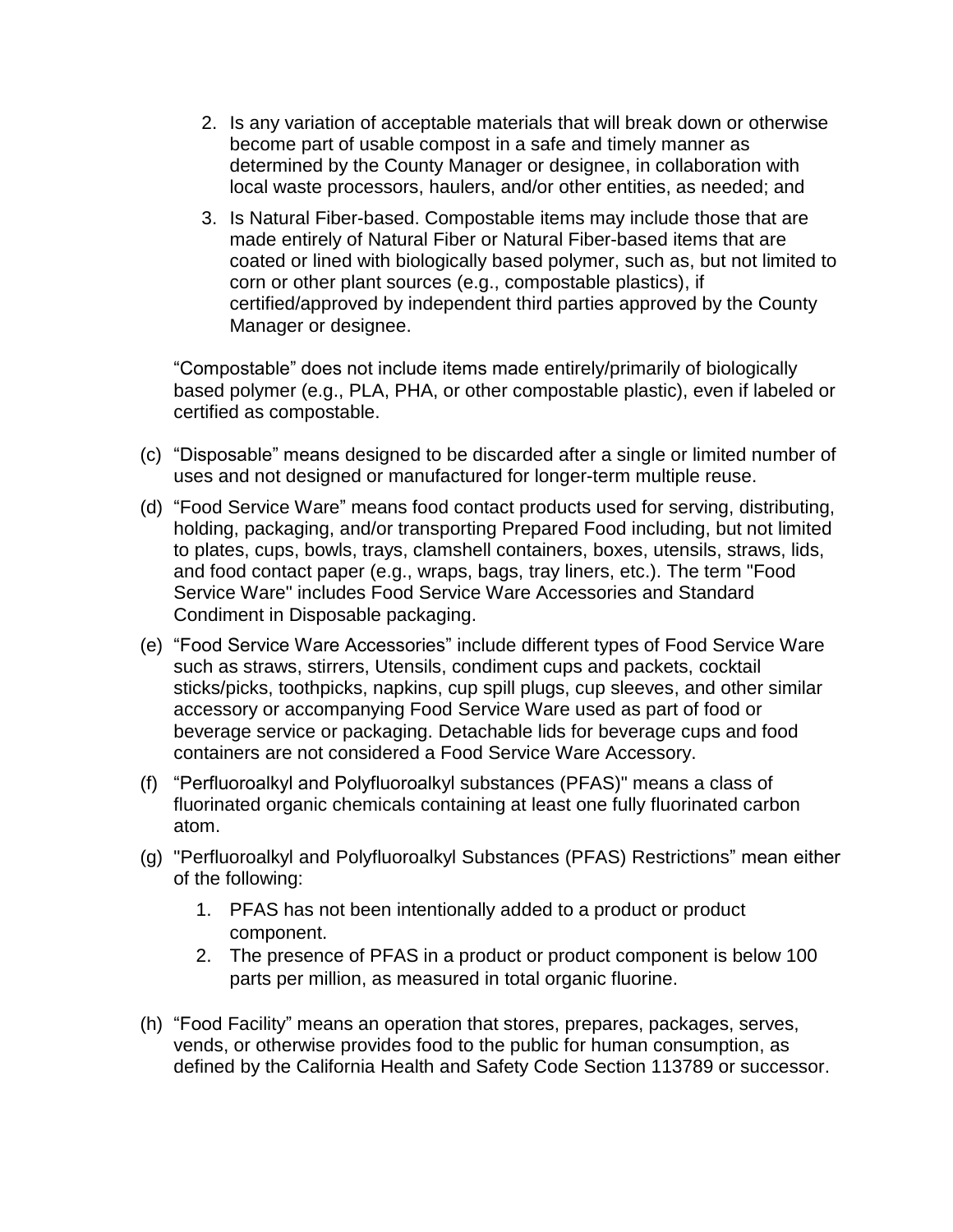2. Is any variation of acceptable materials that will break down or otherwise become part of usable compost in a safe and timely manner as determined by the County Manager or designee, in collaboration with local waste processors, haulers, and/or other entities, as needed; and
3. Is Natural Fiber-based. Compostable items may include those that are made entirely of Natural Fiber or Natural Fiber-based items that are coated or lined with biologically based polymer, such as, but not limited to corn or other plant sources (e.g., compostable plastics), if certified/approved by independent third parties approved by the County Manager or designee.

"Compostable" does not include items made entirely/primarily of biologically based polymer (e.g., PLA, PHA, or other compostable plastic), even if labeled or certified as compostable.

(c) "Disposable" means designed to be discarded after a single or limited number of uses and not designed or manufactured for longer-term multiple reuse.

(d) "Food Service Ware" means food contact products used for serving, distributing, holding, packaging, and/or transporting Prepared Food including, but not limited to plates, cups, bowls, trays, clamshell containers, boxes, utensils, straws, lids, and food contact paper (e.g., wraps, bags, tray liners, etc.). The term "Food Service Ware" includes Food Service Ware Accessories and Standard Condiment in Disposable packaging.

(e) "Food Service Ware Accessories" include different types of Food Service Ware such as straws, stirrers, Utensils, condiment cups and packets, cocktail sticks/picks, toothpicks, napkins, cup spill plugs, cup sleeves, and other similar accessory or accompanying Food Service Ware used as part of food or beverage service or packaging. Detachable lids for beverage cups and food containers are not considered a Food Service Ware Accessory.

(f) "Perfluoroalkyl and Polyfluoroalkyl substances (PFAS)" means a class of fluorinated organic chemicals containing at least one fully fluorinated carbon atom.

(g) "Perfluoroalkyl and Polyfluoroalkyl Substances (PFAS) Restrictions" mean either of the following:

1. PFAS has not been intentionally added to a product or product component.
2. The presence of PFAS in a product or product component is below 100 parts per million, as measured in total organic fluorine.

(h) "Food Facility" means an operation that stores, prepares, packages, serves, vends, or otherwise provides food to the public for human consumption, as defined by the California Health and Safety Code Section 113789 or successor.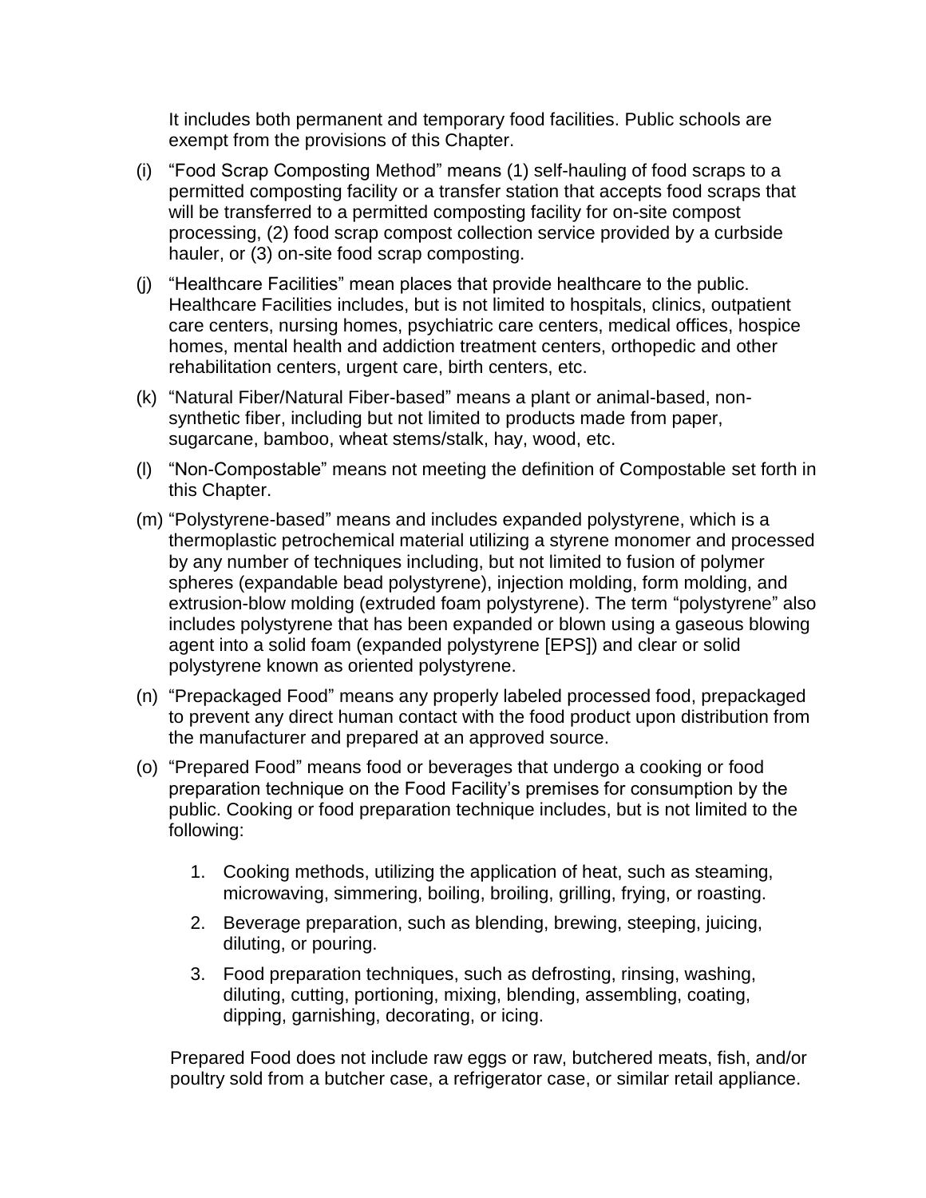It includes both permanent and temporary food facilities. Public schools are exempt from the provisions of this Chapter.

(i) “Food Scrap Composting Method” means (1) self-hauling of food scraps to a permitted composting facility or a transfer station that accepts food scraps that will be transferred to a permitted composting facility for on-site compost processing, (2) food scrap compost collection service provided by a curbside hauler, or (3) on-site food scrap composting.

(j) “Healthcare Facilities” mean places that provide healthcare to the public. Healthcare Facilities includes, but is not limited to hospitals, clinics, outpatient care centers, nursing homes, psychiatric care centers, medical offices, hospice homes, mental health and addiction treatment centers, orthopedic and other rehabilitation centers, urgent care, birth centers, etc.

(k) “Natural Fiber/Natural Fiber-based” means a plant or animal-based, non-synthetic fiber, including but not limited to products made from paper, sugarcane, bamboo, wheat stems/stalk, hay, wood, etc.

(l) “Non-Compostable” means not meeting the definition of Compostable set forth in this Chapter.

(m) “Polystyrene-based” means and includes expanded polystyrene, which is a thermoplastic petrochemical material utilizing a styrene monomer and processed by any number of techniques including, but not limited to fusion of polymer spheres (expandable bead polystyrene), injection molding, form molding, and extrusion-blow molding (extruded foam polystyrene). The term “polystyrene” also includes polystyrene that has been expanded or blown using a gaseous blowing agent into a solid foam (expanded polystyrene [EPS]) and clear or solid polystyrene known as oriented polystyrene.

(n) “Prepackaged Food” means any properly labeled processed food, prepackaged to prevent any direct human contact with the food product upon distribution from the manufacturer and prepared at an approved source.

(o) “Prepared Food” means food or beverages that undergo a cooking or food preparation technique on the Food Facility’s premises for consumption by the public. Cooking or food preparation technique includes, but is not limited to the following:

1. Cooking methods, utilizing the application of heat, such as steaming, microwaving, simmering, boiling, broiling, grilling, frying, or roasting.
2. Beverage preparation, such as blending, brewing, steeping, juicing, diluting, or pouring.
3. Food preparation techniques, such as defrosting, rinsing, washing, diluting, cutting, portioning, mixing, blending, assembling, coating, dipping, garnishing, decorating, or icing.

Prepared Food does not include raw eggs or raw, butchered meats, fish, and/or poultry sold from a butcher case, a refrigerator case, or similar retail appliance.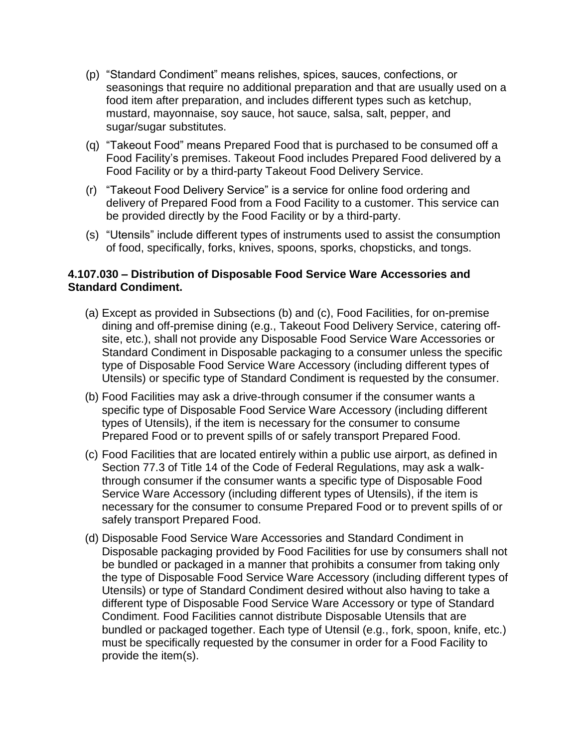(p) "Standard Condiment" means relishes, spices, sauces, confections, or seasonings that require no additional preparation and that are usually used on a food item after preparation, and includes different types such as ketchup, mustard, mayonnaise, soy sauce, hot sauce, salsa, salt, pepper, and sugar/sugar substitutes.

(q) "Takeout Food" means Prepared Food that is purchased to be consumed off a Food Facility's premises. Takeout Food includes Prepared Food delivered by a Food Facility or by a third-party Takeout Food Delivery Service.

(r) "Takeout Food Delivery Service" is a service for online food ordering and delivery of Prepared Food from a Food Facility to a customer. This service can be provided directly by the Food Facility or by a third-party.

(s) "Utensils" include different types of instruments used to assist the consumption of food, specifically, forks, knives, spoons, sporks, chopsticks, and tongs.

**4.107.030 – Distribution of Disposable Food Service Ware Accessories and Standard Condiment.**

(a) Except as provided in Subsections (b) and (c), Food Facilities, for on-premise dining and off-premise dining (e.g., Takeout Food Delivery Service, catering off-site, etc.), shall not provide any Disposable Food Service Ware Accessories or Standard Condiment in Disposable packaging to a consumer unless the specific type of Disposable Food Service Ware Accessory (including different types of Utensils) or specific type of Standard Condiment is requested by the consumer.

(b) Food Facilities may ask a drive-through consumer if the consumer wants a specific type of Disposable Food Service Ware Accessory (including different types of Utensils), if the item is necessary for the consumer to consume Prepared Food or to prevent spills of or safely transport Prepared Food.

(c) Food Facilities that are located entirely within a public use airport, as defined in Section 77.3 of Title 14 of the Code of Federal Regulations, may ask a walk-through consumer if the consumer wants a specific type of Disposable Food Service Ware Accessory (including different types of Utensils), if the item is necessary for the consumer to consume Prepared Food or to prevent spills of or safely transport Prepared Food.

(d) Disposable Food Service Ware Accessories and Standard Condiment in Disposable packaging provided by Food Facilities for use by consumers shall not be bundled or packaged in a manner that prohibits a consumer from taking only the type of Disposable Food Service Ware Accessory (including different types of Utensils) or type of Standard Condiment desired without also having to take a different type of Disposable Food Service Ware Accessory or type of Standard Condiment. Food Facilities cannot distribute Disposable Utensils that are bundled or packaged together. Each type of Utensil (e.g., fork, spoon, knife, etc.) must be specifically requested by the consumer in order for a Food Facility to provide the item(s).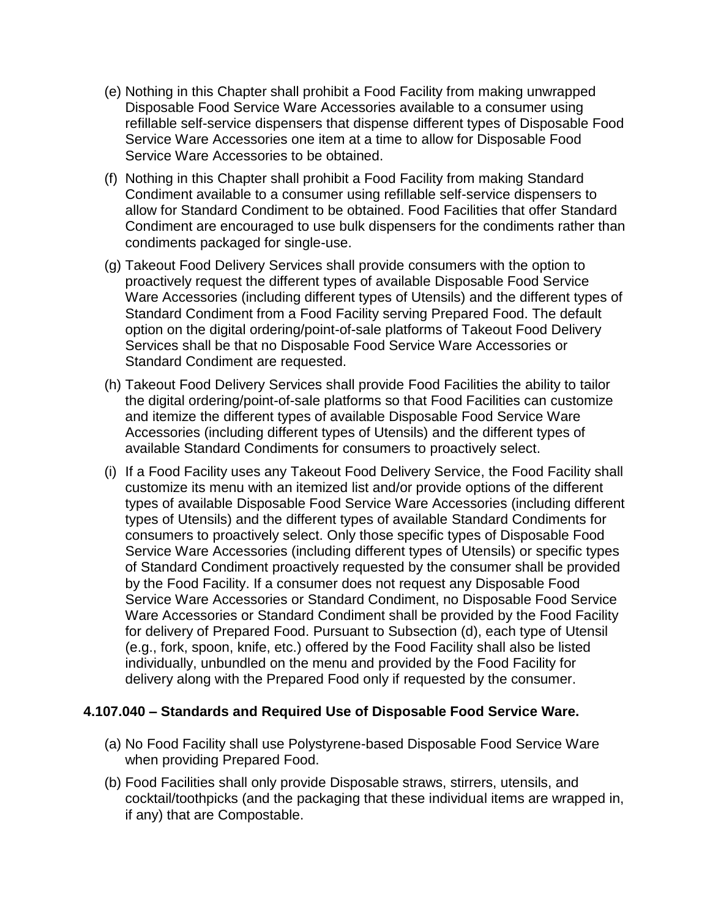(e) Nothing in this Chapter shall prohibit a Food Facility from making unwrapped Disposable Food Service Ware Accessories available to a consumer using refillable self-service dispensers that dispense different types of Disposable Food Service Ware Accessories one item at a time to allow for Disposable Food Service Ware Accessories to be obtained.

(f) Nothing in this Chapter shall prohibit a Food Facility from making Standard Condiment available to a consumer using refillable self-service dispensers to allow for Standard Condiment to be obtained. Food Facilities that offer Standard Condiment are encouraged to use bulk dispensers for the condiments rather than condiments packaged for single-use.

(g) Takeout Food Delivery Services shall provide consumers with the option to proactively request the different types of available Disposable Food Service Ware Accessories (including different types of Utensils) and the different types of Standard Condiment from a Food Facility serving Prepared Food. The default option on the digital ordering/point-of-sale platforms of Takeout Food Delivery Services shall be that no Disposable Food Service Ware Accessories or Standard Condiment are requested.

(h) Takeout Food Delivery Services shall provide Food Facilities the ability to tailor the digital ordering/point-of-sale platforms so that Food Facilities can customize and itemize the different types of available Disposable Food Service Ware Accessories (including different types of Utensils) and the different types of available Standard Condiments for consumers to proactively select.

(i) If a Food Facility uses any Takeout Food Delivery Service, the Food Facility shall customize its menu with an itemized list and/or provide options of the different types of available Disposable Food Service Ware Accessories (including different types of Utensils) and the different types of available Standard Condiments for consumers to proactively select. Only those specific types of Disposable Food Service Ware Accessories (including different types of Utensils) or specific types of Standard Condiment proactively requested by the consumer shall be provided by the Food Facility. If a consumer does not request any Disposable Food Service Ware Accessories or Standard Condiment, no Disposable Food Service Ware Accessories or Standard Condiment shall be provided by the Food Facility for delivery of Prepared Food. Pursuant to Subsection (d), each type of Utensil (e.g., fork, spoon, knife, etc.) offered by the Food Facility shall also be listed individually, unbundled on the menu and provided by the Food Facility for delivery along with the Prepared Food only if requested by the consumer.

### 4.107.040 – Standards and Required Use of Disposable Food Service Ware.

(a) No Food Facility shall use Polystyrene-based Disposable Food Service Ware when providing Prepared Food.

(b) Food Facilities shall only provide Disposable straws, stirrers, utensils, and cocktail/toothpicks (and the packaging that these individual items are wrapped in, if any) that are Compostable.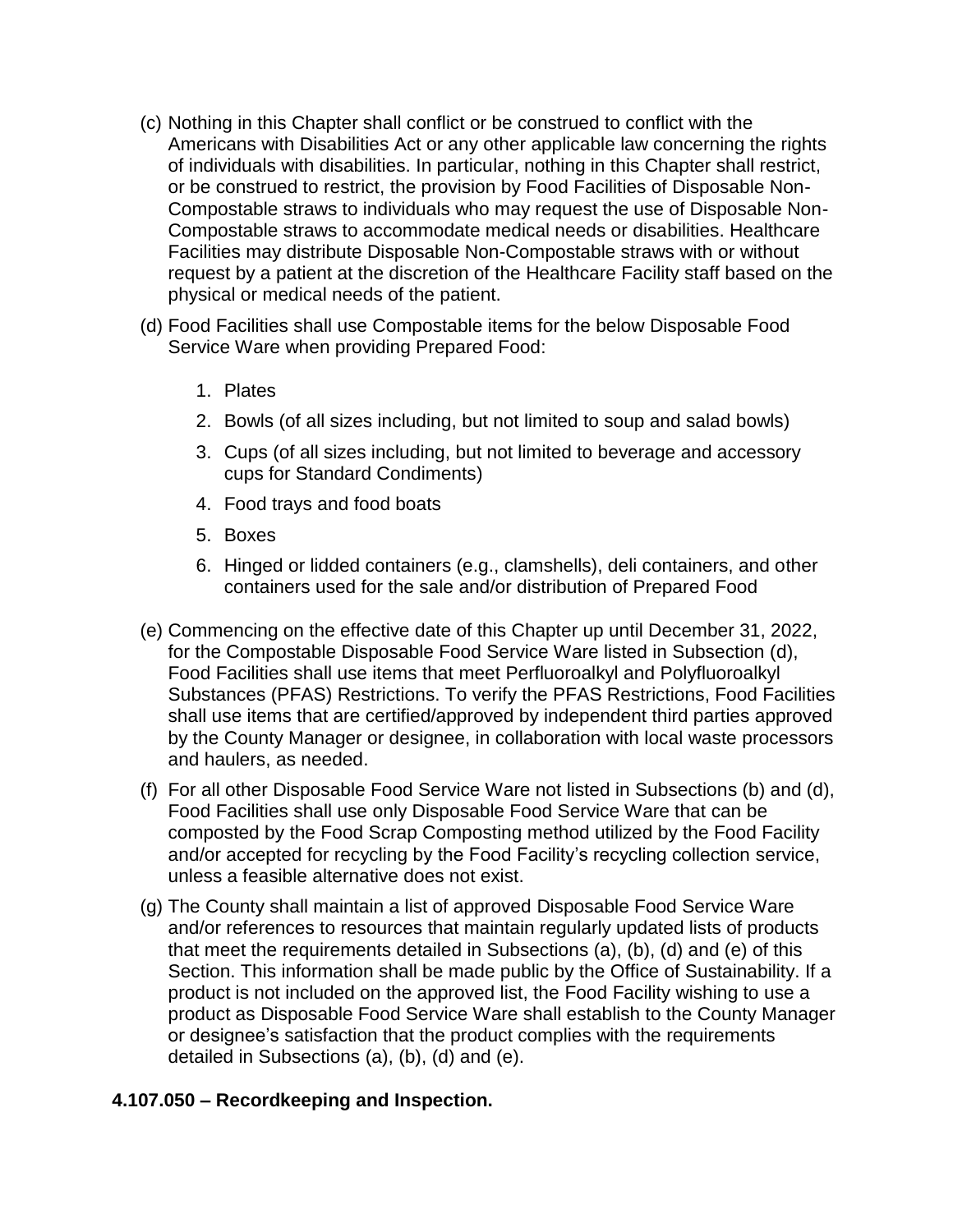(c) Nothing in this Chapter shall conflict or be construed to conflict with the Americans with Disabilities Act or any other applicable law concerning the rights of individuals with disabilities. In particular, nothing in this Chapter shall restrict, or be construed to restrict, the provision by Food Facilities of Disposable Non-Compostable straws to individuals who may request the use of Disposable Non-Compostable straws to accommodate medical needs or disabilities. Healthcare Facilities may distribute Disposable Non-Compostable straws with or without request by a patient at the discretion of the Healthcare Facility staff based on the physical or medical needs of the patient.

(d) Food Facilities shall use Compostable items for the below Disposable Food Service Ware when providing Prepared Food:

1. Plates
2. Bowls (of all sizes including, but not limited to soup and salad bowls)
3. Cups (of all sizes including, but not limited to beverage and accessory cups for Standard Condiments)
4. Food trays and food boats
5. Boxes
6. Hinged or lidded containers (e.g., clamshells), deli containers, and other containers used for the sale and/or distribution of Prepared Food

(e) Commencing on the effective date of this Chapter up until December 31, 2022, for the Compostable Disposable Food Service Ware listed in Subsection (d), Food Facilities shall use items that meet Perfluoroalkyl and Polyfluoroalkyl Substances (PFAS) Restrictions. To verify the PFAS Restrictions, Food Facilities shall use items that are certified/approved by independent third parties approved by the County Manager or designee, in collaboration with local waste processors and haulers, as needed.

(f) For all other Disposable Food Service Ware not listed in Subsections (b) and (d), Food Facilities shall use only Disposable Food Service Ware that can be composted by the Food Scrap Composting method utilized by the Food Facility and/or accepted for recycling by the Food Facility's recycling collection service, unless a feasible alternative does not exist.

(g) The County shall maintain a list of approved Disposable Food Service Ware and/or references to resources that maintain regularly updated lists of products that meet the requirements detailed in Subsections (a), (b), (d) and (e) of this Section. This information shall be made public by the Office of Sustainability. If a product is not included on the approved list, the Food Facility wishing to use a product as Disposable Food Service Ware shall establish to the County Manager or designee's satisfaction that the product complies with the requirements detailed in Subsections (a), (b), (d) and (e).

**4.107.050 – Recordkeeping and Inspection.**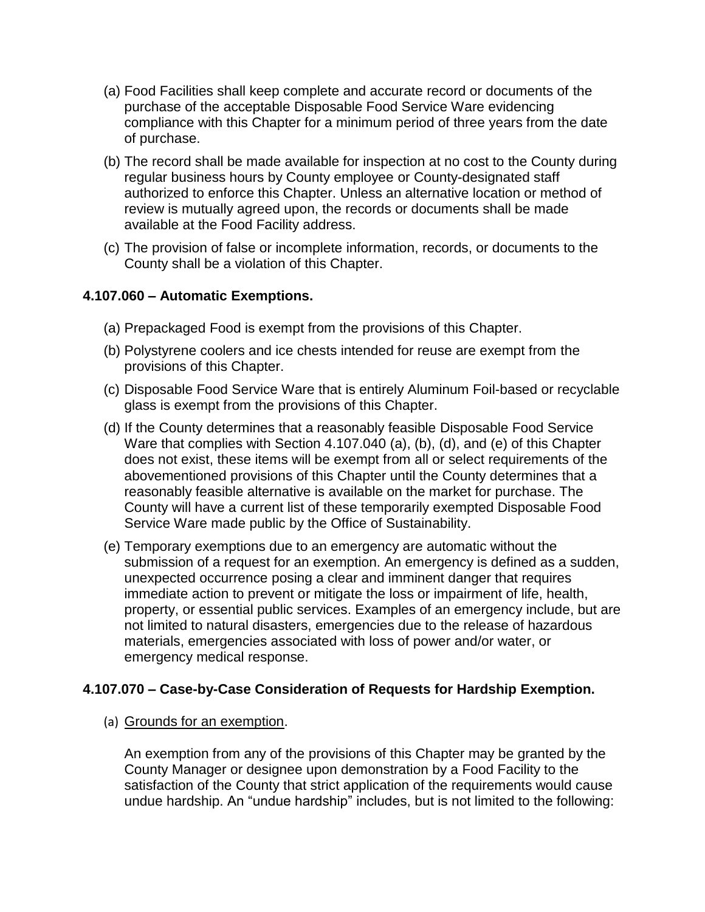(a) Food Facilities shall keep complete and accurate record or documents of the purchase of the acceptable Disposable Food Service Ware evidencing compliance with this Chapter for a minimum period of three years from the date of purchase.

(b) The record shall be made available for inspection at no cost to the County during regular business hours by County employee or County-designated staff authorized to enforce this Chapter. Unless an alternative location or method of review is mutually agreed upon, the records or documents shall be made available at the Food Facility address.

(c) The provision of false or incomplete information, records, or documents to the County shall be a violation of this Chapter.

### 4.107.060 – Automatic Exemptions.

(a) Prepackaged Food is exempt from the provisions of this Chapter.

(b) Polystyrene coolers and ice chests intended for reuse are exempt from the provisions of this Chapter.

(c) Disposable Food Service Ware that is entirely Aluminum Foil-based or recyclable glass is exempt from the provisions of this Chapter.

(d) If the County determines that a reasonably feasible Disposable Food Service Ware that complies with Section 4.107.040 (a), (b), (d), and (e) of this Chapter does not exist, these items will be exempt from all or select requirements of the abovementioned provisions of this Chapter until the County determines that a reasonably feasible alternative is available on the market for purchase. The County will have a current list of these temporarily exempted Disposable Food Service Ware made public by the Office of Sustainability.

(e) Temporary exemptions due to an emergency are automatic without the submission of a request for an exemption. An emergency is defined as a sudden, unexpected occurrence posing a clear and imminent danger that requires immediate action to prevent or mitigate the loss or impairment of life, health, property, or essential public services. Examples of an emergency include, but are not limited to natural disasters, emergencies due to the release of hazardous materials, emergencies associated with loss of power and/or water, or emergency medical response.

### 4.107.070 – Case-by-Case Consideration of Requests for Hardship Exemption.

(a) Grounds for an exemption.

An exemption from any of the provisions of this Chapter may be granted by the County Manager or designee upon demonstration by a Food Facility to the satisfaction of the County that strict application of the requirements would cause undue hardship. An "undue hardship" includes, but is not limited to the following: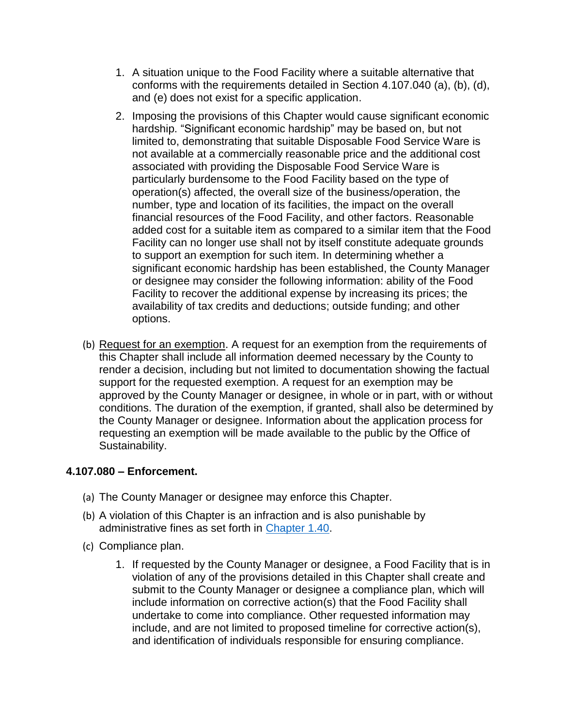1. A situation unique to the Food Facility where a suitable alternative that conforms with the requirements detailed in Section 4.107.040 (a), (b), (d), and (e) does not exist for a specific application.
2. Imposing the provisions of this Chapter would cause significant economic hardship. “Significant economic hardship” may be based on, but not limited to, demonstrating that suitable Disposable Food Service Ware is not available at a commercially reasonable price and the additional cost associated with providing the Disposable Food Service Ware is particularly burdensome to the Food Facility based on the type of operation(s) affected, the overall size of the business/operation, the number, type and location of its facilities, the impact on the overall financial resources of the Food Facility, and other factors. Reasonable added cost for a suitable item as compared to a similar item that the Food Facility can no longer use shall not by itself constitute adequate grounds to support an exemption for such item. In determining whether a significant economic hardship has been established, the County Manager or designee may consider the following information: ability of the Food Facility to recover the additional expense by increasing its prices; the availability of tax credits and deductions; outside funding; and other options.

(b) Request for an exemption. A request for an exemption from the requirements of this Chapter shall include all information deemed necessary by the County to render a decision, including but not limited to documentation showing the factual support for the requested exemption. A request for an exemption may be approved by the County Manager or designee, in whole or in part, with or without conditions. The duration of the exemption, if granted, shall also be determined by the County Manager or designee. Information about the application process for requesting an exemption will be made available to the public by the Office of Sustainability.

### 4.107.080 – Enforcement.

(a) The County Manager or designee may enforce this Chapter.

(b) A violation of this Chapter is an infraction and is also punishable by administrative fines as set forth in Chapter 1.40.

(c) Compliance plan.

1. If requested by the County Manager or designee, a Food Facility that is in violation of any of the provisions detailed in this Chapter shall create and submit to the County Manager or designee a compliance plan, which will include information on corrective action(s) that the Food Facility shall undertake to come into compliance. Other requested information may include, and are not limited to proposed timeline for corrective action(s), and identification of individuals responsible for ensuring compliance.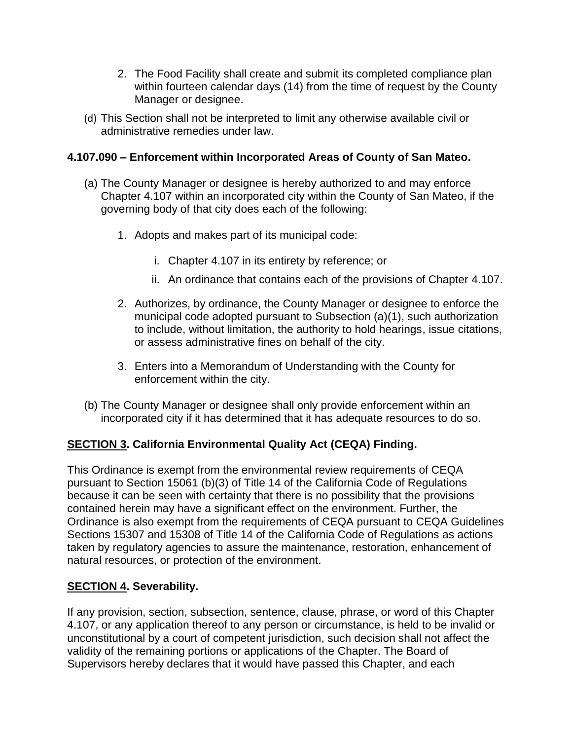2. The Food Facility shall create and submit its completed compliance plan within fourteen calendar days (14) from the time of request by the County Manager or designee.

(d) This Section shall not be interpreted to limit any otherwise available civil or administrative remedies under law.

**4.107.090 – Enforcement within Incorporated Areas of County of San Mateo.**

(a) The County Manager or designee is hereby authorized to and may enforce Chapter 4.107 within an incorporated city within the County of San Mateo, if the governing body of that city does each of the following:

1. Adopts and makes part of its municipal code:

   i. Chapter 4.107 in its entirety by reference; or

   ii. An ordinance that contains each of the provisions of Chapter 4.107.

2. Authorizes, by ordinance, the County Manager or designee to enforce the municipal code adopted pursuant to Subsection (a)(1), such authorization to include, without limitation, the authority to hold hearings, issue citations, or assess administrative fines on behalf of the city.

3. Enters into a Memorandum of Understanding with the County for enforcement within the city.

(b) The County Manager or designee shall only provide enforcement within an incorporated city if it has determined that it has adequate resources to do so.

**SECTION 3. California Environmental Quality Act (CEQA) Finding.**

This Ordinance is exempt from the environmental review requirements of CEQA pursuant to Section 15061 (b)(3) of Title 14 of the California Code of Regulations because it can be seen with certainty that there is no possibility that the provisions contained herein may have a significant effect on the environment. Further, the Ordinance is also exempt from the requirements of CEQA pursuant to CEQA Guidelines Sections 15307 and 15308 of Title 14 of the California Code of Regulations as actions taken by regulatory agencies to assure the maintenance, restoration, enhancement of natural resources, or protection of the environment.

**SECTION 4. Severability.**

If any provision, section, subsection, sentence, clause, phrase, or word of this Chapter 4.107, or any application thereof to any person or circumstance, is held to be invalid or unconstitutional by a court of competent jurisdiction, such decision shall not affect the validity of the remaining portions or applications of the Chapter. The Board of Supervisors hereby declares that it would have passed this Chapter, and each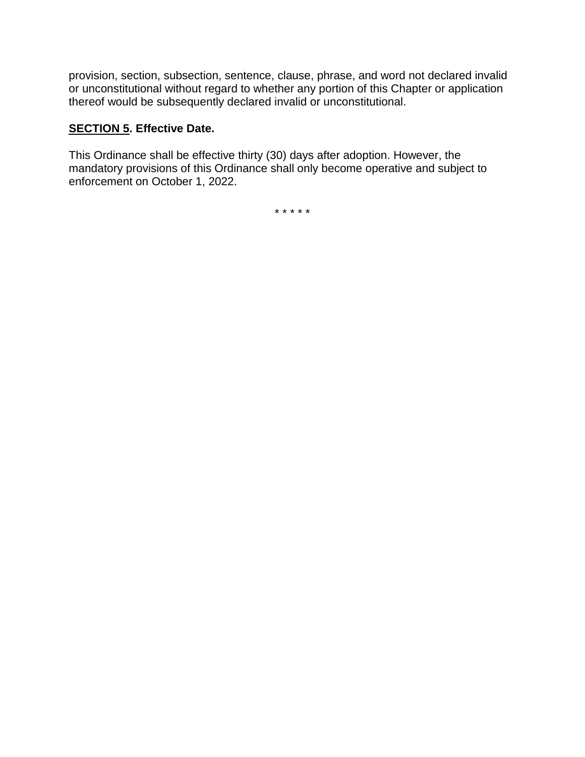provision, section, subsection, sentence, clause, phrase, and word not declared invalid or unconstitutional without regard to whether any portion of this Chapter or application thereof would be subsequently declared invalid or unconstitutional.

**SECTION 5. Effective Date.**

This Ordinance shall be effective thirty (30) days after adoption. However, the mandatory provisions of this Ordinance shall only become operative and subject to enforcement on October 1, 2022.

* * * * *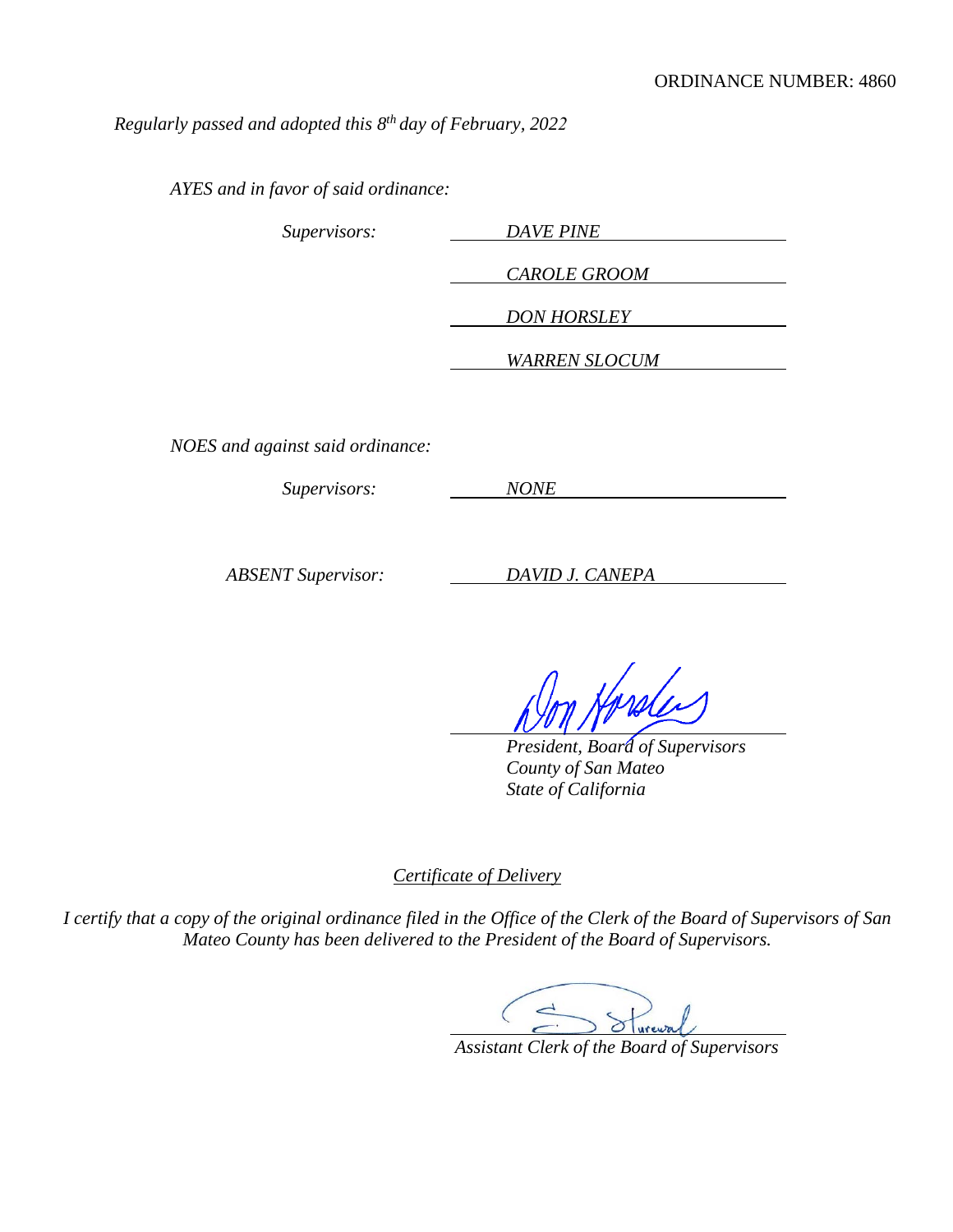ORDINANCE NUMBER: 4860

*Regularly passed and adopted this 8th day of February, 2022*

*AYES and in favor of said ordinance:*

*Supervisors:* *DAVE PINE*

*CAROLE GROOM*

*DON HORSLEY*

*WARREN SLOCUM*

*NOES and against said ordinance:*

*Supervisors:* *NONE*

*ABSENT Supervisor:* *DAVID J. CANEPA*

*President, Board of Supervisors*
*County of San Mateo*
*State of California*

*Certificate of Delivery*

*I certify that a copy of the original ordinance filed in the Office of the Clerk of the Board of Supervisors of San Mateo County has been delivered to the President of the Board of Supervisors.*

*Assistant Clerk of the Board of Supervisors*